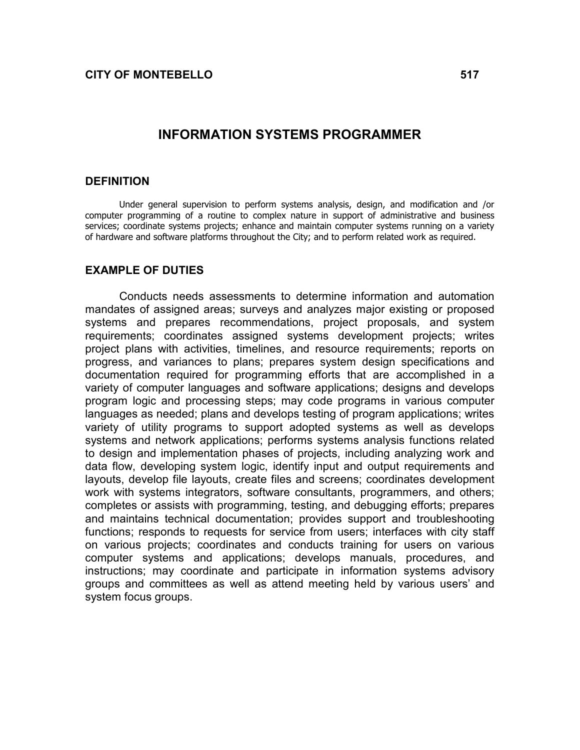**CITY OF MONTEBELLO** **517**

# INFORMATION SYSTEMS PROGRAMMER

## DEFINITION

Under general supervision to perform systems analysis, design, and modification and /or computer programming of a routine to complex nature in support of administrative and business services; coordinate systems projects; enhance and maintain computer systems running on a variety of hardware and software platforms throughout the City; and to perform related work as required.

## EXAMPLE OF DUTIES

Conducts needs assessments to determine information and automation mandates of assigned areas; surveys and analyzes major existing or proposed systems and prepares recommendations, project proposals, and system requirements; coordinates assigned systems development projects; writes project plans with activities, timelines, and resource requirements; reports on progress, and variances to plans; prepares system design specifications and documentation required for programming efforts that are accomplished in a variety of computer languages and software applications; designs and develops program logic and processing steps; may code programs in various computer languages as needed; plans and develops testing of program applications; writes variety of utility programs to support adopted systems as well as develops systems and network applications; performs systems analysis functions related to design and implementation phases of projects, including analyzing work and data flow, developing system logic, identify input and output requirements and layouts, develop file layouts, create files and screens; coordinates development work with systems integrators, software consultants, programmers, and others; completes or assists with programming, testing, and debugging efforts; prepares and maintains technical documentation; provides support and troubleshooting functions; responds to requests for service from users; interfaces with city staff on various projects; coordinates and conducts training for users on various computer systems and applications; develops manuals, procedures, and instructions; may coordinate and participate in information systems advisory groups and committees as well as attend meeting held by various users' and system focus groups.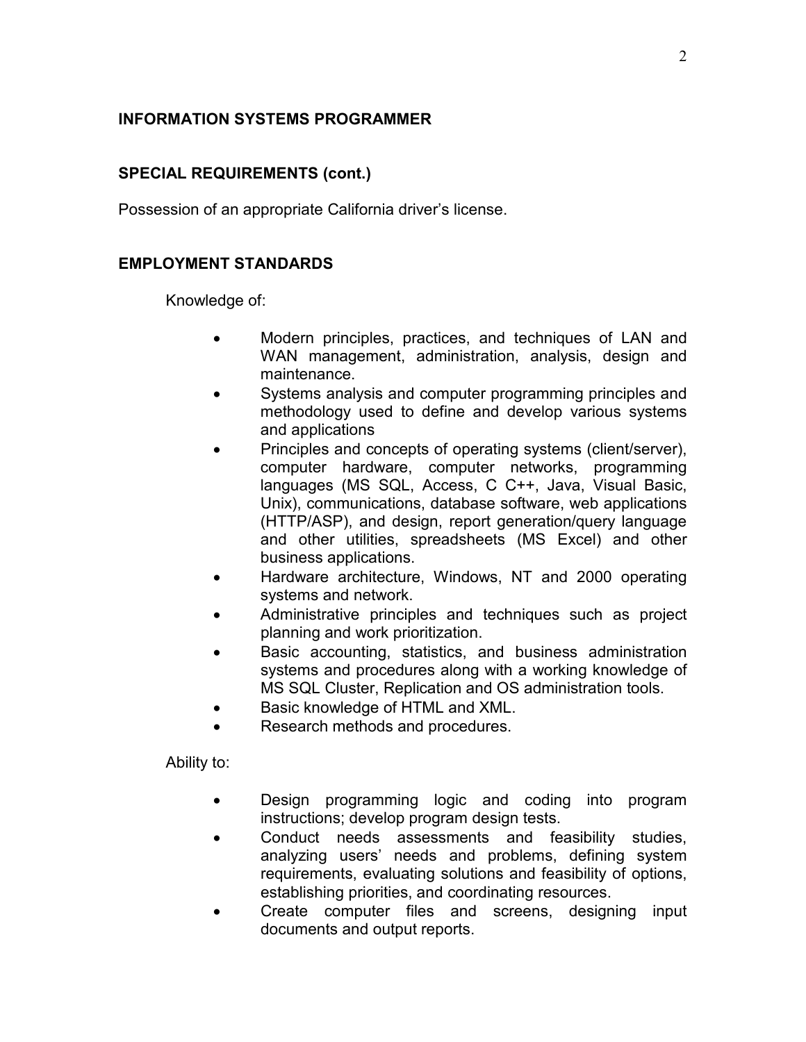## INFORMATION SYSTEMS PROGRAMMER

### SPECIAL REQUIREMENTS (cont.)

Possession of an appropriate California driver's license.

### EMPLOYMENT STANDARDS

Knowledge of:

- Modern principles, practices, and techniques of LAN and WAN management, administration, analysis, design and maintenance.
- Systems analysis and computer programming principles and methodology used to define and develop various systems and applications
- Principles and concepts of operating systems (client/server), computer hardware, computer networks, programming languages (MS SQL, Access, C C++, Java, Visual Basic, Unix), communications, database software, web applications (HTTP/ASP), and design, report generation/query language and other utilities, spreadsheets (MS Excel) and other business applications.
- Hardware architecture, Windows, NT and 2000 operating systems and network.
- Administrative principles and techniques such as project planning and work prioritization.
- Basic accounting, statistics, and business administration systems and procedures along with a working knowledge of MS SQL Cluster, Replication and OS administration tools.
- Basic knowledge of HTML and XML.
- Research methods and procedures.

Ability to:

- Design programming logic and coding into program instructions; develop program design tests.
- Conduct needs assessments and feasibility studies, analyzing users' needs and problems, defining system requirements, evaluating solutions and feasibility of options, establishing priorities, and coordinating resources.
- Create computer files and screens, designing input documents and output reports.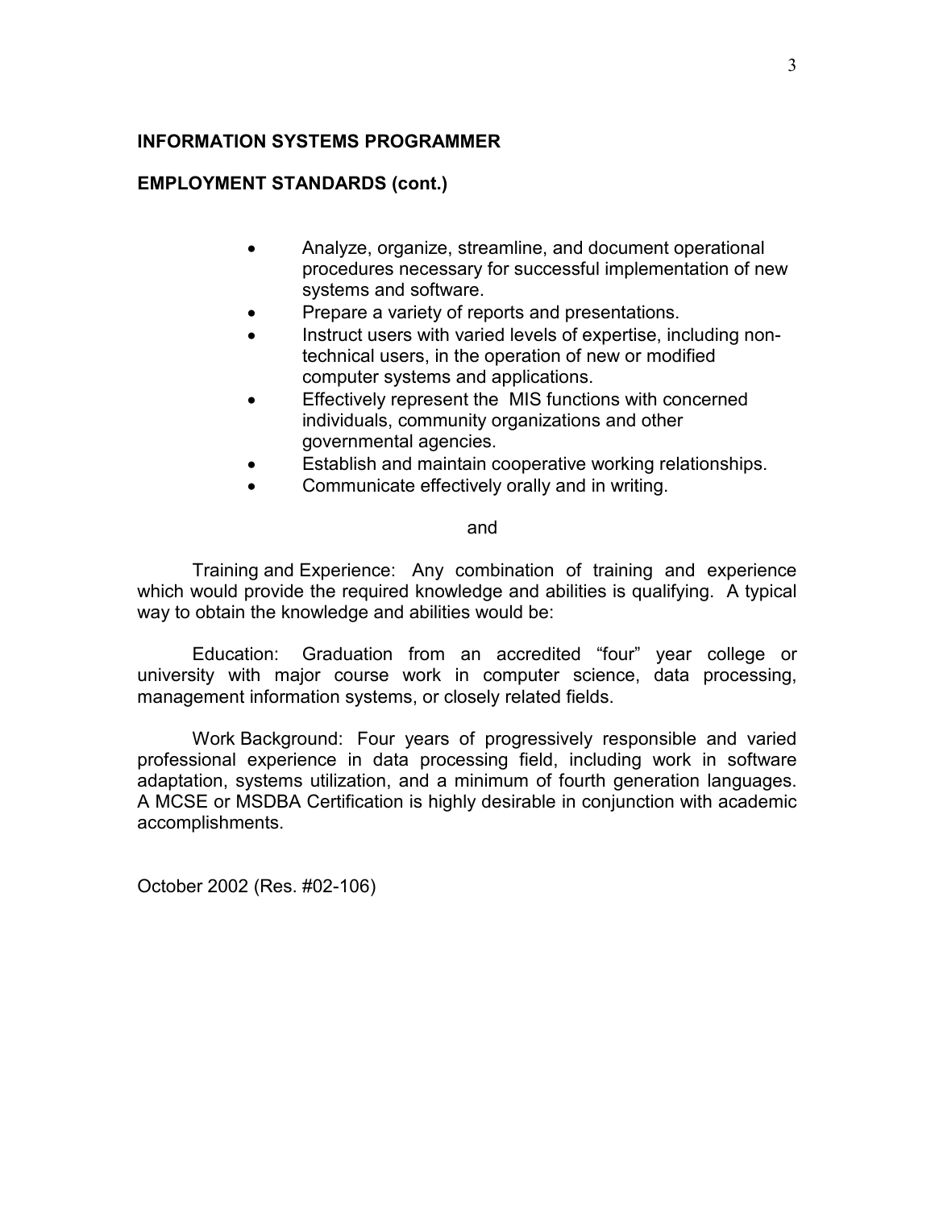**INFORMATION SYSTEMS PROGRAMMER**

**EMPLOYMENT STANDARDS (cont.)**

- Analyze, organize, streamline, and document operational procedures necessary for successful implementation of new systems and software.
- Prepare a variety of reports and presentations.
- Instruct users with varied levels of expertise, including non-technical users, in the operation of new or modified computer systems and applications.
- Effectively represent the MIS functions with concerned individuals, community organizations and other governmental agencies.
- Establish and maintain cooperative working relationships.
- Communicate effectively orally and in writing.

and

Training and Experience: Any combination of training and experience which would provide the required knowledge and abilities is qualifying. A typical way to obtain the knowledge and abilities would be:

Education: Graduation from an accredited "four" year college or university with major course work in computer science, data processing, management information systems, or closely related fields.

Work Background: Four years of progressively responsible and varied professional experience in data processing field, including work in software adaptation, systems utilization, and a minimum of fourth generation languages. A MCSE or MSDBA Certification is highly desirable in conjunction with academic accomplishments.

October 2002 (Res. #02-106)